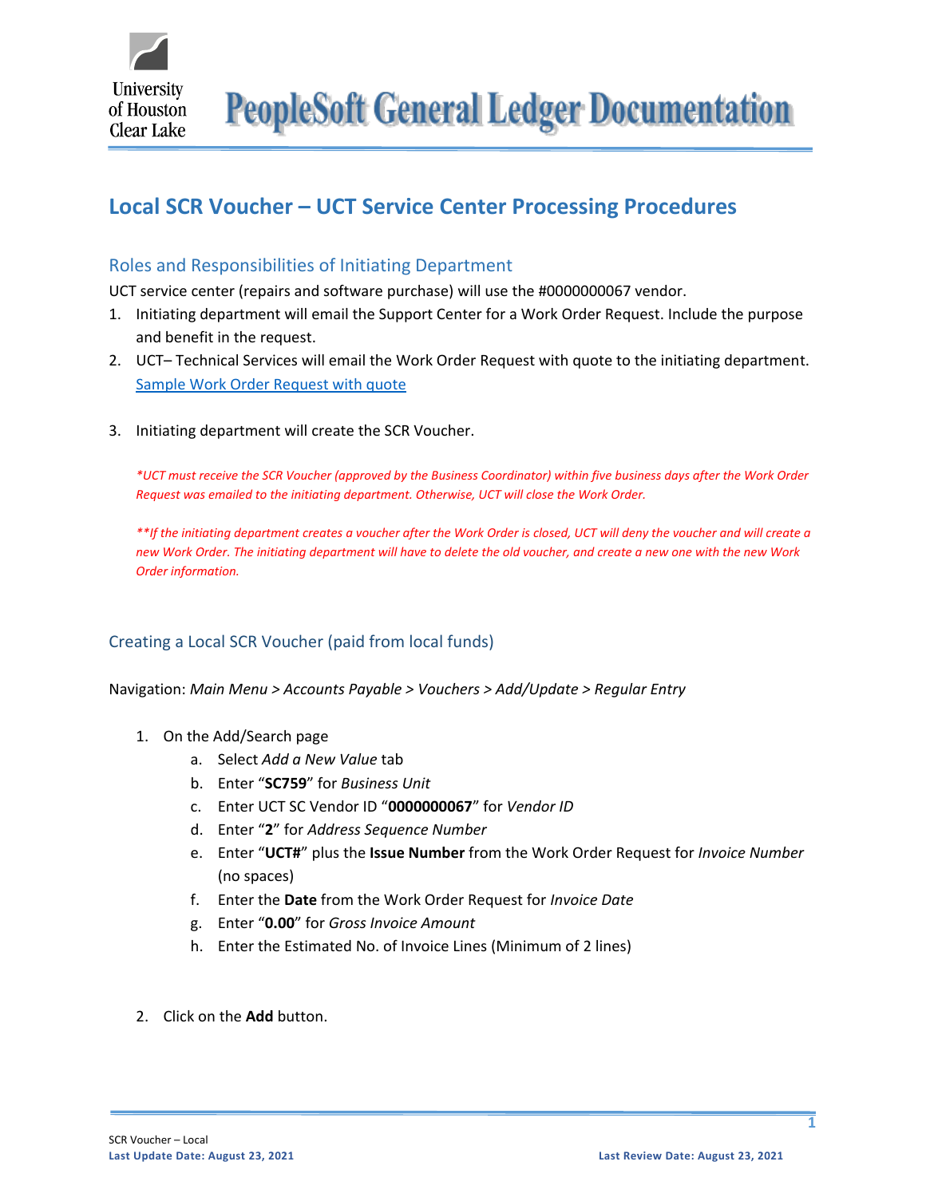# PeopleSoft General Ledger Documentation

## Local SCR Voucher – UCT Service Center Processing Procedures

### Roles and Responsibilities of Initiating Department

UCT service center (repairs and software purchase) will use the #0000000067 vendor.

1. Initiating department will email the Support Center for a Work Order Request. Include the purpose and benefit in the request.
2. UCT– Technical Services will email the Work Order Request with quote to the initiating department. Sample Work Order Request with quote
3. Initiating department will create the SCR Voucher.

*\*UCT must receive the SCR Voucher (approved by the Business Coordinator) within five business days after the Work Order Request was emailed to the initiating department. Otherwise, UCT will close the Work Order.*

*\*\*If the initiating department creates a voucher after the Work Order is closed, UCT will deny the voucher and will create a new Work Order. The initiating department will have to delete the old voucher, and create a new one with the new Work Order information.*

### Creating a Local SCR Voucher (paid from local funds)

Navigation: *Main Menu > Accounts Payable > Vouchers > Add/Update > Regular Entry*

1. On the Add/Search page
   a. Select *Add a New Value* tab
   b. Enter "**SC759**" for *Business Unit*
   c. Enter UCT SC Vendor ID "**0000000067**" for *Vendor ID*
   d. Enter "**2**" for *Address Sequence Number*
   e. Enter "**UCT#**" plus the **Issue Number** from the Work Order Request for *Invoice Number* (no spaces)
   f. Enter the **Date** from the Work Order Request for *Invoice Date*
   g. Enter "**0.00**" for *Gross Invoice Amount*
   h. Enter the Estimated No. of Invoice Lines (Minimum of 2 lines)

2. Click on the **Add** button.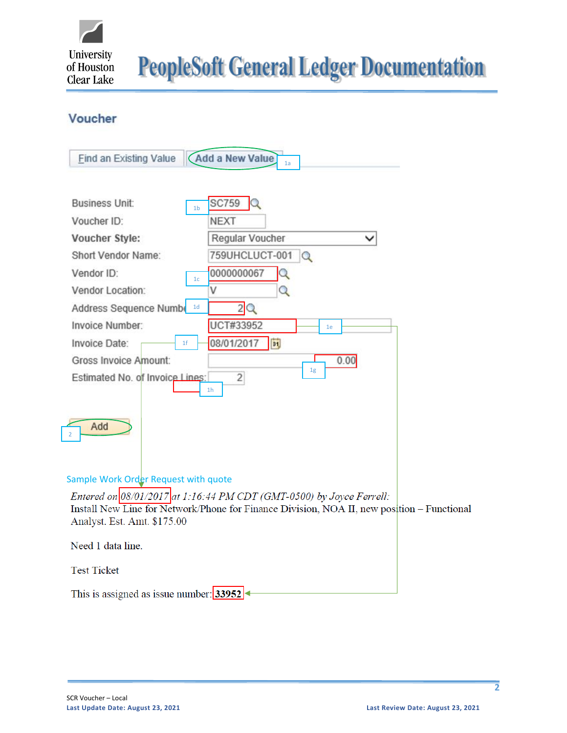## Voucher

Find an Existing Value | Add a New Value (1a)

| | |
|---|---|
| Business Unit: (1b) | SC759 |
| Voucher ID: | NEXT |
| **Voucher Style:** | Regular Voucher |
| Short Vendor Name: | 759UHCLUCT-001 |
| Vendor ID: (1c) | 0000000067 |
| Vendor Location: | V |
| Address Sequence Number: (1d) | 2 |
| Invoice Number: (1e) | UCT#33952 |
| Invoice Date: (1f) | 08/01/2017 |
| Gross Invoice Amount: (1g) | 0.00 |
| Estimated No. of Invoice Lines: (1h) | 2 |

Add (2)

Sample Work Order Request with quote

*Entered on 08/01/2017 at 1:16:44 PM CDT (GMT-0500) by Joyce Ferrell:*
Install New Line for Network/Phone for Finance Division, NOA II, new position – Functional Analyst. Est. Amt. $175.00

Need 1 data line.

Test Ticket

This is assigned as issue number: **33952**

SCR Voucher – Local

**Last Update Date: August 23, 2021** **Last Review Date: August 23, 2021**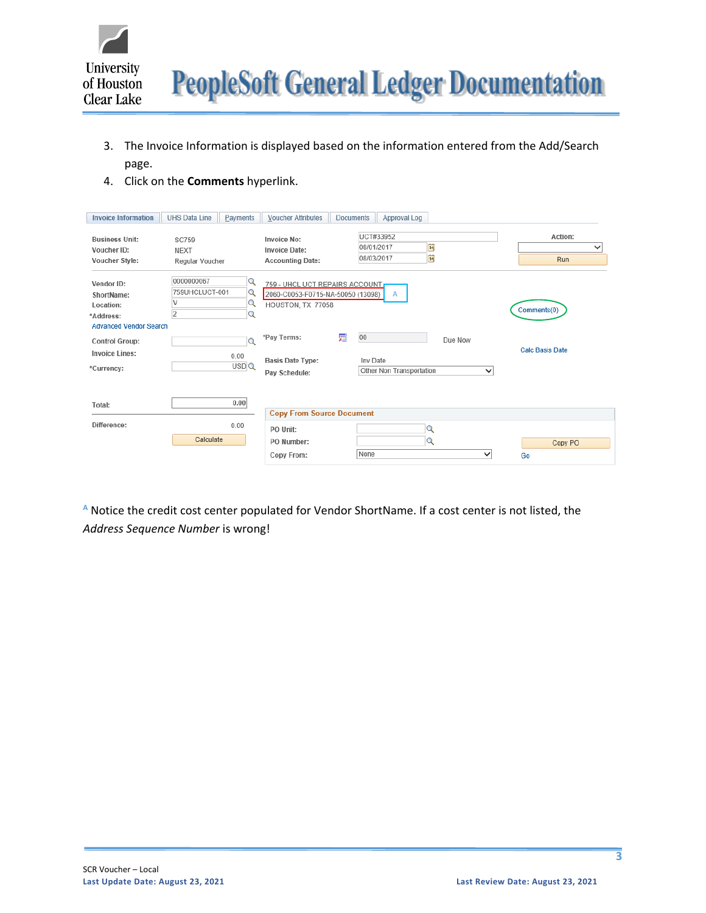3. The Invoice Information is displayed based on the information entered from the Add/Search page.
4. Click on the **Comments** hyperlink.

[A] Notice the credit cost center populated for Vendor ShortName. If a cost center is not listed, the *Address Sequence Number* is wrong!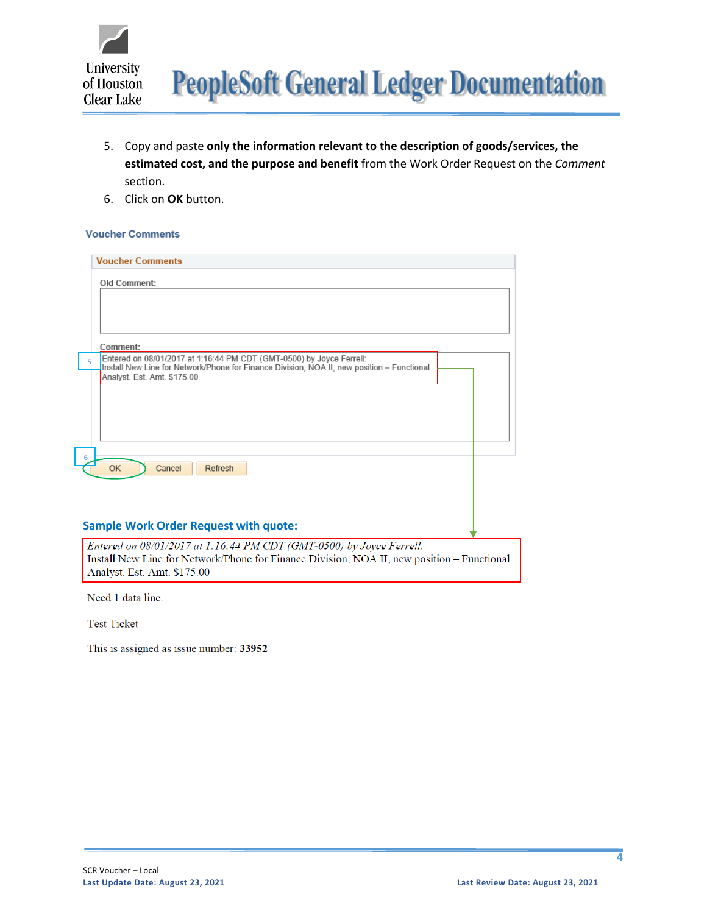5. Copy and paste **only the information relevant to the description of goods/services, the estimated cost, and the purpose and benefit** from the Work Order Request on the *Comment* section.
6. Click on **OK** button.

**Voucher Comments**

**Voucher Comments**

**Old Comment:**

**Comment:**

Entered on 08/01/2017 at 1:16:44 PM CDT (GMT-0500) by Joyce Ferrell:
Install New Line for Network/Phone for Finance Division, NOA II, new position – Functional Analyst. Est. Amt. $175.00

OK | Cancel | Refresh

### Sample Work Order Request with quote:

*Entered on 08/01/2017 at 1:16:44 PM CDT (GMT-0500) by Joyce Ferrell:*
Install New Line for Network/Phone for Finance Division, NOA II, new position – Functional Analyst. Est. Amt. $175.00

Need 1 data line.

Test Ticket

This is assigned as issue number: **33952**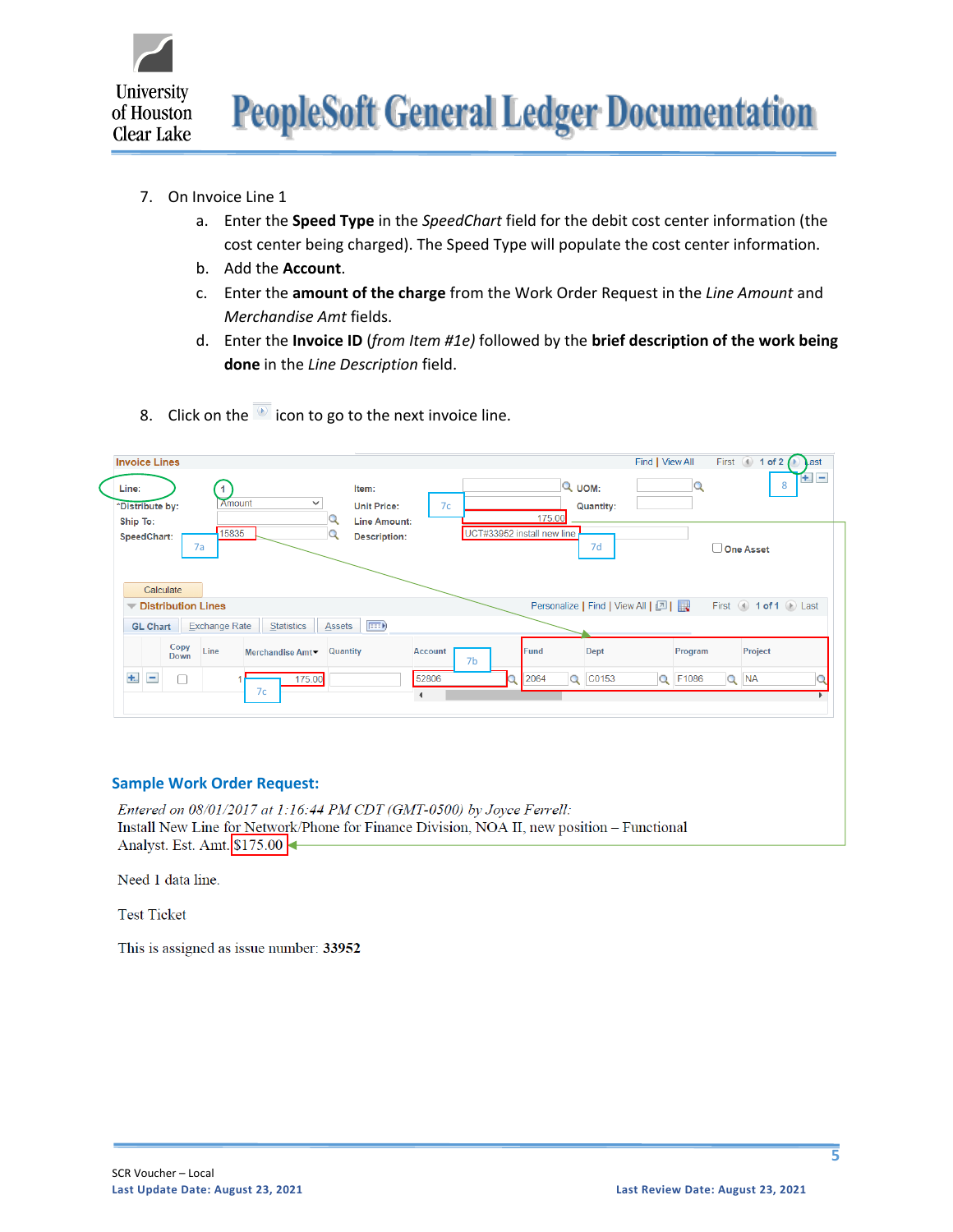7. On Invoice Line 1
   a. Enter the **Speed Type** in the *SpeedChart* field for the debit cost center information (the cost center being charged). The Speed Type will populate the cost center information.
   b. Add the **Account**.
   c. Enter the **amount of the charge** from the Work Order Request in the *Line Amount* and *Merchandise Amt* fields.
   d. Enter the **Invoice ID** (*from Item #1e)* followed by the **brief description of the work being done** in the *Line Description* field.

8. Click on the icon to go to the next invoice line.

### Sample Work Order Request:

*Entered on 08/01/2017 at 1:16:44 PM CDT (GMT-0500) by Joyce Ferrell:*
Install New Line for Network/Phone for Finance Division, NOA II, new position – Functional Analyst. Est. Amt. $175.00

Need 1 data line.

Test Ticket

This is assigned as issue number: **33952**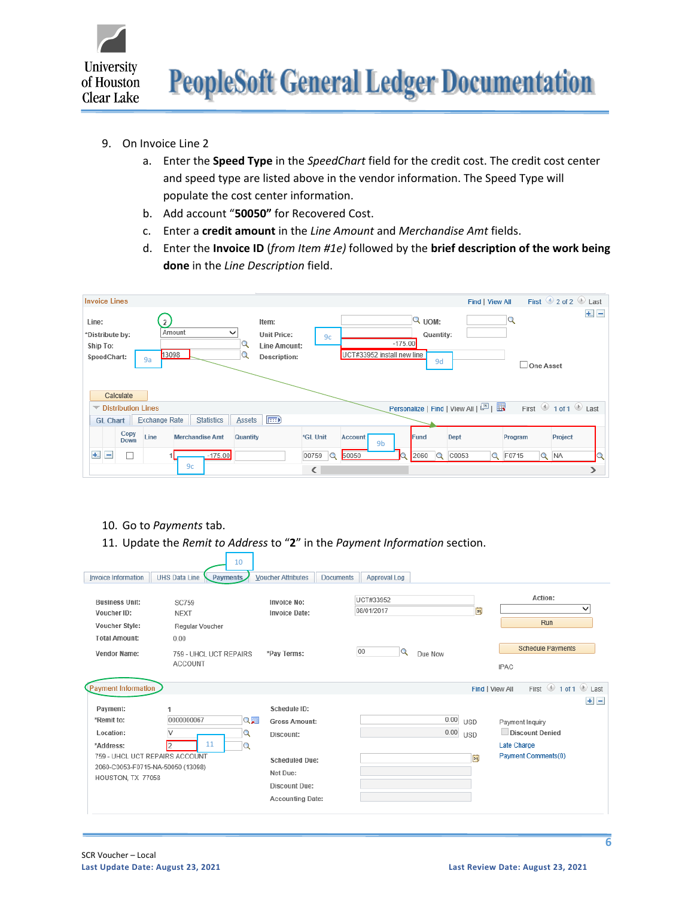9. On Invoice Line 2
   a. Enter the **Speed Type** in the *SpeedChart* field for the credit cost. The credit cost center and speed type are listed above in the vendor information. The Speed Type will populate the cost center information.
   b. Add account “**50050”** for Recovered Cost.
   c. Enter a **credit amount** in the *Line Amount* and *Merchandise Amt* fields.
   d. Enter the **Invoice ID** (*from Item #1e)* followed by the **brief description of the work being done** in the *Line Description* field.

Invoice Lines

Line: 2 | Item: | UOM:
*Distribute by: Amount | Unit Price: | Quantity:
Ship To: | Line Amount: -175.00
SpeedChart: 13098 | Description: UCT#33952 install new line

One Asset

Calculate

Distribution Lines

| Copy Down | Line | Merchandise Amt | Quantity | *GL Unit | Account | Fund | Dept | Program | Project |
|---|---|---|---|---|---|---|---|---|---|
| | 1 | -175.00 | | 00759 | 50050 | 2060 | C0053 | F0715 | NA |

10. Go to *Payments* tab.
11. Update the *Remit to Address* to “**2**” in the *Payment Information* section.

Invoice Information | UHS Data Line | Payments | Voucher Attributes | Documents | Approval Log

Business Unit: SC759 | Invoice No: UCT#33952 | Action:
Voucher ID: NEXT | Invoice Date: 08/01/2017 | Run
Voucher Style: Regular Voucher
Total Amount: 0.00
Vendor Name: 759 - UHCL UCT REPAIRS ACCOUNT | *Pay Terms: 00 Due Now | Schedule Payments
IPAC

Payment Information

Payment: 1 | Schedule ID:
*Remit to: 0000000067 | Gross Amount: 0.00 USD | Payment Inquiry
Location: V | Discount: 0.00 USD | Discount Denied
*Address: 2 | Late Charge
759 - UHCL UCT REPAIRS ACCOUNT | Payment Comments(0)
2060-C0053-F0715-NA-50050 (13098) | Scheduled Due:
HOUSTON, TX 77058 | Net Due:
Discount Due:
Accounting Date: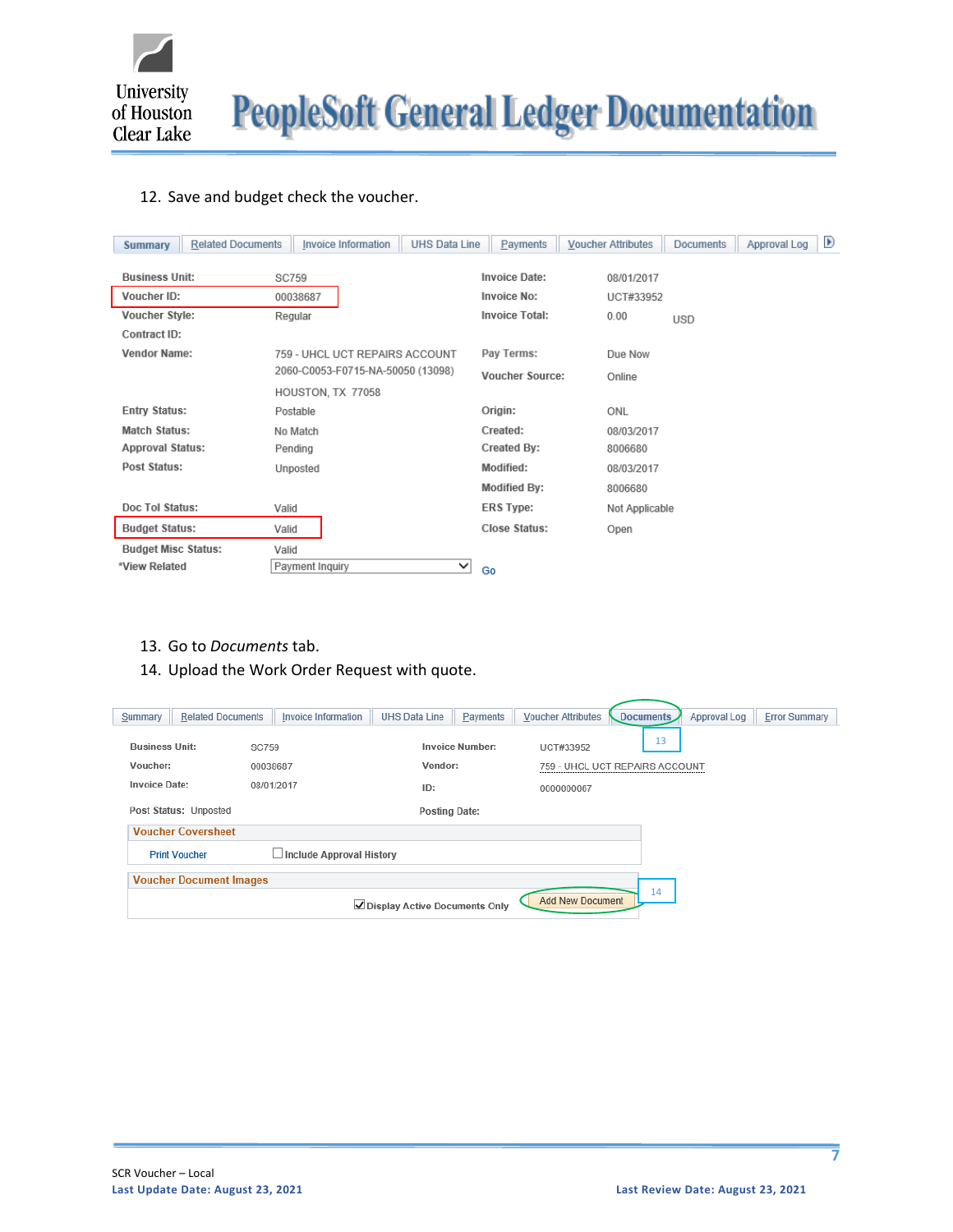12. Save and budget check the voucher.

Summary | Related Documents | Invoice Information | UHS Data Line | Payments | Voucher Attributes | Documents | Approval Log

| | | | |
|---|---|---|---|
| Business Unit: | SC759 | Invoice Date: | 08/01/2017 |
| Voucher ID: | 00038687 | Invoice No: | UCT#33952 |
| Voucher Style: | Regular | Invoice Total: | 0.00 USD |
| Contract ID: | | | |
| Vendor Name: | 759 - UHCL UCT REPAIRS ACCOUNT 2060-C0053-F0715-NA-50050 (13098) HOUSTON, TX 77058 | Pay Terms: | Due Now |
| | | Voucher Source: | Online |
| Entry Status: | Postable | Origin: | ONL |
| Match Status: | No Match | Created: | 08/03/2017 |
| Approval Status: | Pending | Created By: | 8006680 |
| Post Status: | Unposted | Modified: | 08/03/2017 |
| | | Modified By: | 8006680 |
| Doc Tol Status: | Valid | ERS Type: | Not Applicable |
| Budget Status: | Valid | Close Status: | Open |
| Budget Misc Status: | Valid | | |
| *View Related | Payment Inquiry | Go | |

13. Go to *Documents* tab.
14. Upload the Work Order Request with quote.

Summary | Related Documents | Invoice Information | UHS Data Line | Payments | Voucher Attributes | Documents | Approval Log | Error Summary

| | | | |
|---|---|---|---|
| Business Unit: | SC759 | Invoice Number: | UCT#33952 |
| Voucher: | 00038687 | Vendor: | 759 - UHCL UCT REPAIRS ACCOUNT |
| Invoice Date: | 08/01/2017 | ID: | 0000000067 |
| Post Status: | Unposted | Posting Date: | |

**Voucher Coversheet**

Print Voucher ☐ Include Approval History

**Voucher Document Images**

☑ Display Active Documents Only — Add New Document

SCR Voucher – Local

**Last Update Date: August 23, 2021** **Last Review Date: August 23, 2021**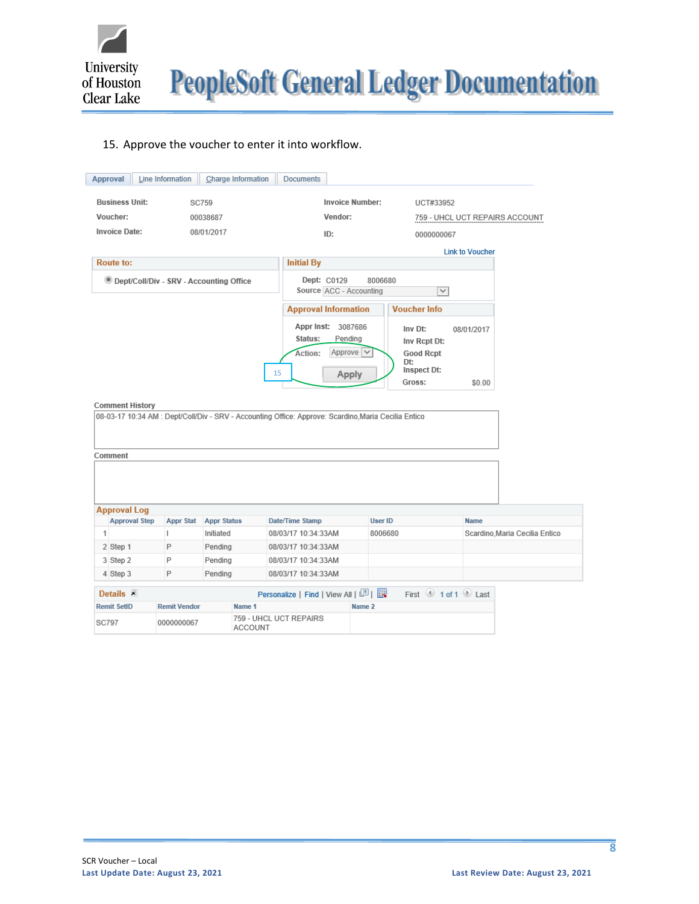15. Approve the voucher to enter it into workflow.

Approval | Line Information | Charge Information | Documents

| | | | |
|---|---|---|---|
| Business Unit: | SC759 | Invoice Number: | UCT#33952 |
| Voucher: | 00038687 | Vendor: | 759 - UHCL UCT REPAIRS ACCOUNT |
| Invoice Date: | 08/01/2017 | ID: | 0000000067 |

Link to Voucher

**Route to:**

Dept/Coll/Div - SRV - Accounting Office

**Initial By**

Dept: C0129 8006680

Source ACC - Accounting

**Approval Information**

Appr Inst: 3087686

Status: Pending

Action: Approve

Apply

15

**Voucher Info**

Inv Dt: 08/01/2017

Inv Rcpt Dt:

Good Rcpt Dt:

Inspect Dt:

Gross: $0.00

Comment History

08-03-17 10:34 AM : Dept/Coll/Div - SRV - Accounting Office: Approve: Scardino,Maria Cecilia Entico

Comment

**Approval Log**

| | Approval Step | Appr Stat | Appr Status | Date/Time Stamp | User ID | Name |
|---|---|---|---|---|---|---|
| 1 | | I | Initiated | 08/03/17 10:34:33AM | 8006680 | Scardino,Maria Cecilia Entico |
| 2 | Step 1 | P | Pending | 08/03/17 10:34:33AM | | |
| 3 | Step 2 | P | Pending | 08/03/17 10:34:33AM | | |
| 4 | Step 3 | P | Pending | 08/03/17 10:34:33AM | | |

**Details** Personalize | Find | View All | First 1 of 1 Last

| Remit SetID | Remit Vendor | Name 1 | Name 2 |
|---|---|---|---|
| SC797 | 0000000067 | 759 - UHCL UCT REPAIRS ACCOUNT | |